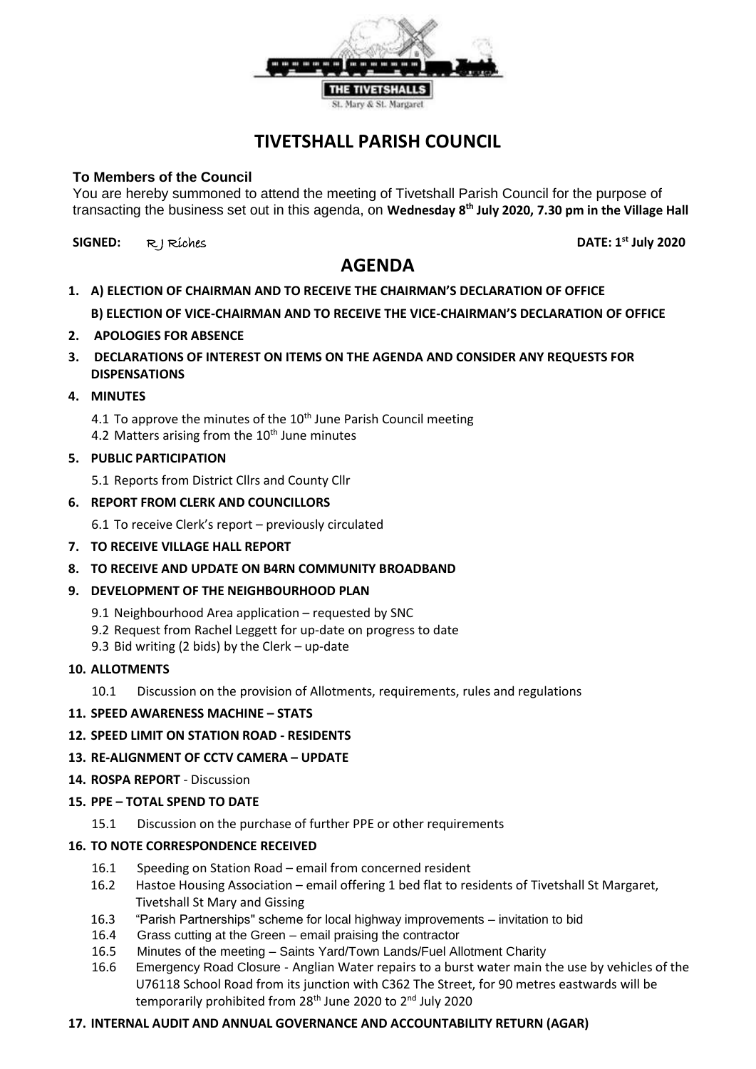THE TIVETSHALLS

St. Mary & St. Margaret

# TIVETSHALL PARISH COUNCIL

**To Members of the Council**

You are hereby summoned to attend the meeting of Tivetshall Parish Council for the purpose of transacting the business set out in this agenda, on **Wednesday 8th July 2020, 7.30 pm in the Village Hall**

**SIGNED:** R J Riches **DATE: 1st July 2020**

## AGENDA

1. **A) ELECTION OF CHAIRMAN AND TO RECEIVE THE CHAIRMAN'S DECLARATION OF OFFICE**

   **B) ELECTION OF VICE-CHAIRMAN AND TO RECEIVE THE VICE-CHAIRMAN'S DECLARATION OF OFFICE**

2. **APOLOGIES FOR ABSENCE**

3. **DECLARATIONS OF INTEREST ON ITEMS ON THE AGENDA AND CONSIDER ANY REQUESTS FOR DISPENSATIONS**

4. **MINUTES**

   4.1 To approve the minutes of the 10th June Parish Council meeting

   4.2 Matters arising from the 10th June minutes

5. **PUBLIC PARTICIPATION**

   5.1 Reports from District Cllrs and County Cllr

6. **REPORT FROM CLERK AND COUNCILLORS**

   6.1 To receive Clerk's report – previously circulated

7. **TO RECEIVE VILLAGE HALL REPORT**

8. **TO RECEIVE AND UPDATE ON B4RN COMMUNITY BROADBAND**

9. **DEVELOPMENT OF THE NEIGHBOURHOOD PLAN**

   9.1 Neighbourhood Area application – requested by SNC

   9.2 Request from Rachel Leggett for up-date on progress to date

   9.3 Bid writing (2 bids) by the Clerk – up-date

10. **ALLOTMENTS**

    10.1 Discussion on the provision of Allotments, requirements, rules and regulations

11. **SPEED AWARENESS MACHINE – STATS**

12. **SPEED LIMIT ON STATION ROAD - RESIDENTS**

13. **RE-ALIGNMENT OF CCTV CAMERA – UPDATE**

14. **ROSPA REPORT** - Discussion

15. **PPE – TOTAL SPEND TO DATE**

    15.1 Discussion on the purchase of further PPE or other requirements

16. **TO NOTE CORRESPONDENCE RECEIVED**

    16.1 Speeding on Station Road – email from concerned resident

    16.2 Hastoe Housing Association – email offering 1 bed flat to residents of Tivetshall St Margaret, Tivetshall St Mary and Gissing

    16.3 "Parish Partnerships" scheme for local highway improvements – invitation to bid

    16.4 Grass cutting at the Green – email praising the contractor

    16.5 Minutes of the meeting – Saints Yard/Town Lands/Fuel Allotment Charity

    16.6 Emergency Road Closure - Anglian Water repairs to a burst water main the use by vehicles of the U76118 School Road from its junction with C362 The Street, for 90 metres eastwards will be temporarily prohibited from 28th June 2020 to 2nd July 2020

17. **INTERNAL AUDIT AND ANNUAL GOVERNANCE AND ACCOUNTABILITY RETURN (AGAR)**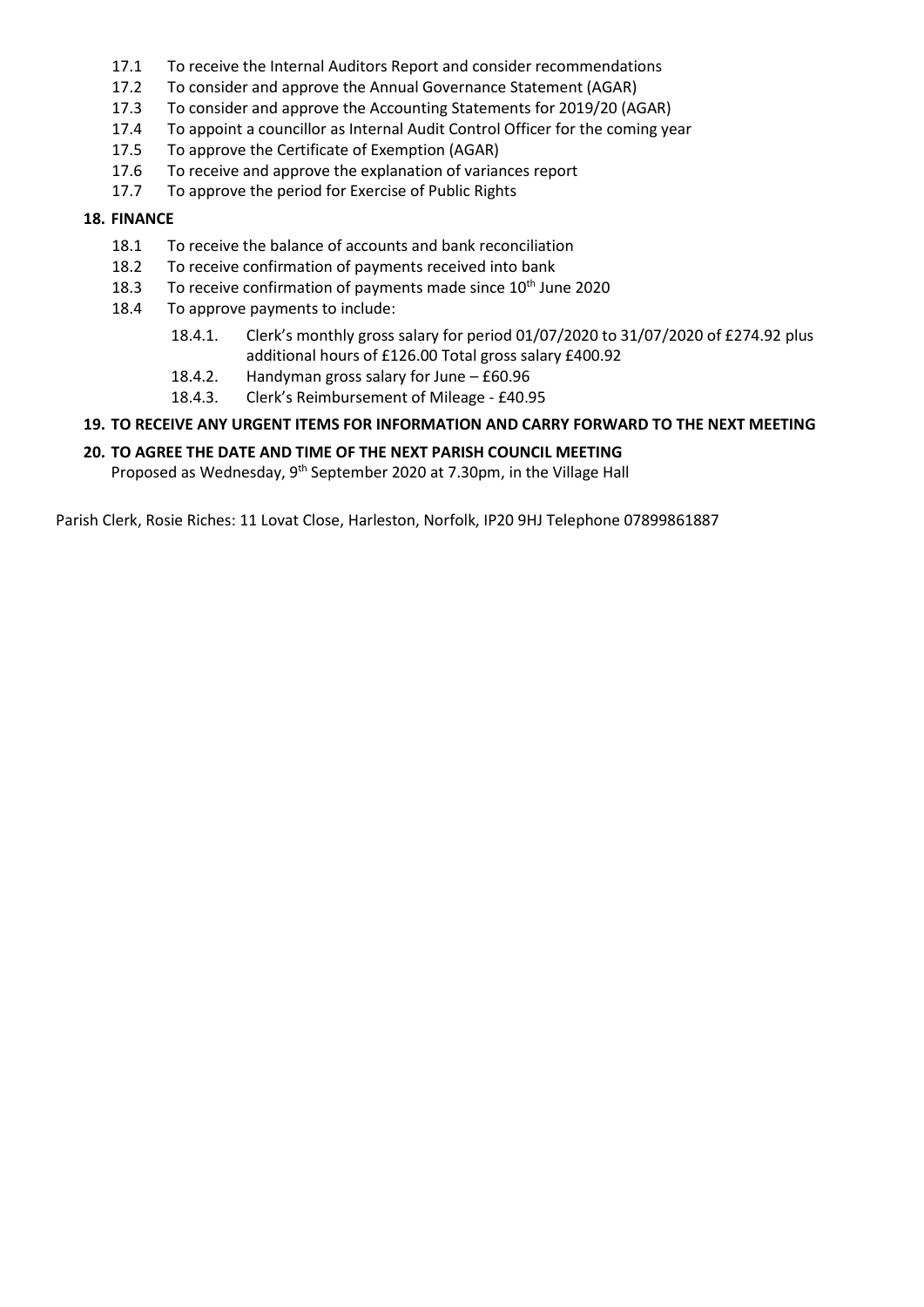17.1 To receive the Internal Auditors Report and consider recommendations

17.2 To consider and approve the Annual Governance Statement (AGAR)

17.3 To consider and approve the Accounting Statements for 2019/20 (AGAR)

17.4 To appoint a councillor as Internal Audit Control Officer for the coming year

17.5 To approve the Certificate of Exemption (AGAR)

17.6 To receive and approve the explanation of variances report

17.7 To approve the period for Exercise of Public Rights

**18. FINANCE**

18.1 To receive the balance of accounts and bank reconciliation

18.2 To receive confirmation of payments received into bank

18.3 To receive confirmation of payments made since 10th June 2020

18.4 To approve payments to include:

- 18.4.1. Clerk's monthly gross salary for period 01/07/2020 to 31/07/2020 of £274.92 plus additional hours of £126.00 Total gross salary £400.92
- 18.4.2. Handyman gross salary for June – £60.96
- 18.4.3. Clerk's Reimbursement of Mileage - £40.95

**19. TO RECEIVE ANY URGENT ITEMS FOR INFORMATION AND CARRY FORWARD TO THE NEXT MEETING**

**20. TO AGREE THE DATE AND TIME OF THE NEXT PARISH COUNCIL MEETING**

Proposed as Wednesday, 9th September 2020 at 7.30pm, in the Village Hall

Parish Clerk, Rosie Riches: 11 Lovat Close, Harleston, Norfolk, IP20 9HJ Telephone 07899861887